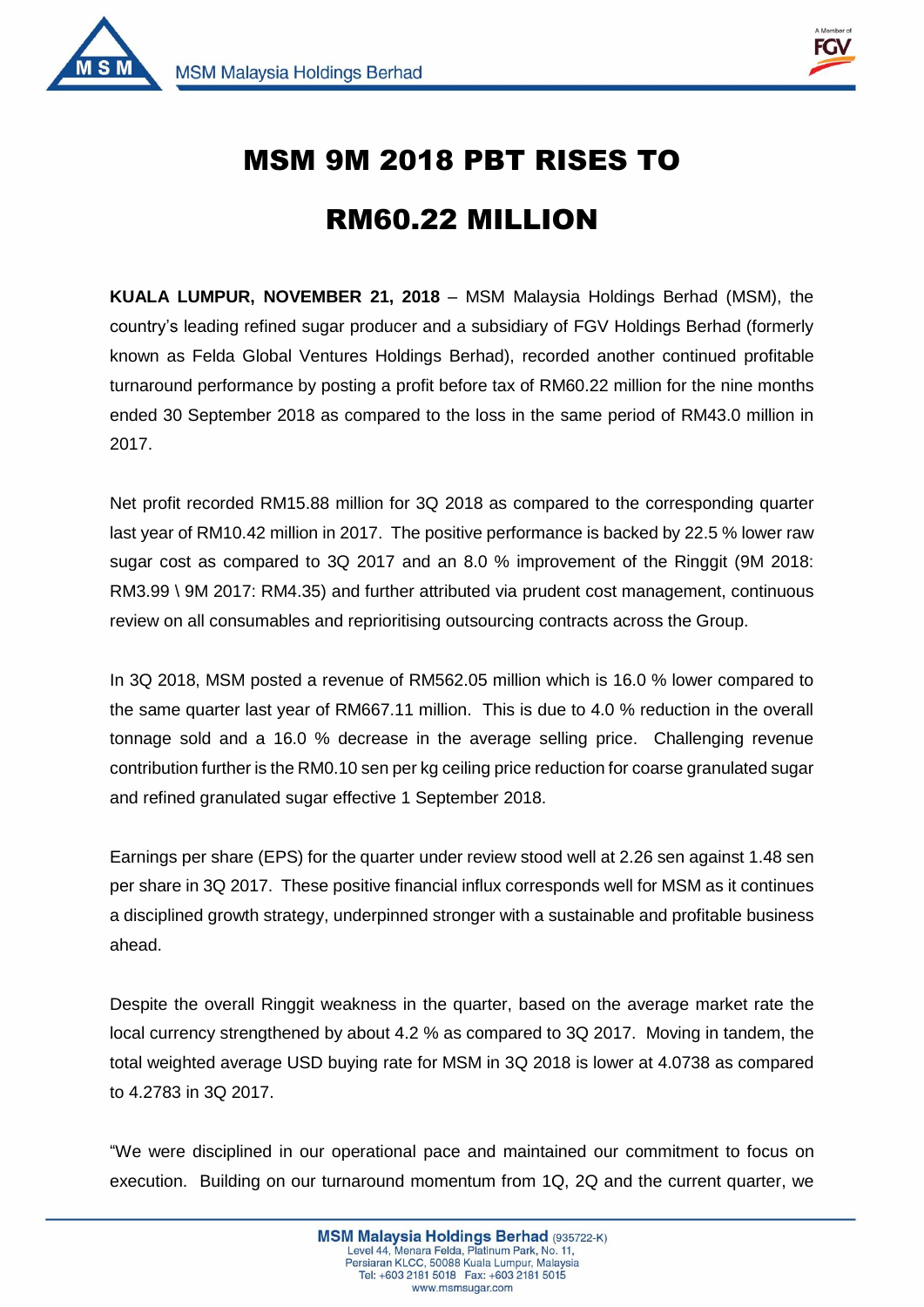# MSM 9M 2018 PBT RISES TO RM60.22 MILLION

**KUALA LUMPUR, NOVEMBER 21, 2018** – MSM Malaysia Holdings Berhad (MSM), the country's leading refined sugar producer and a subsidiary of FGV Holdings Berhad (formerly known as Felda Global Ventures Holdings Berhad), recorded another continued profitable turnaround performance by posting a profit before tax of RM60.22 million for the nine months ended 30 September 2018 as compared to the loss in the same period of RM43.0 million in 2017.

Net profit recorded RM15.88 million for 3Q 2018 as compared to the corresponding quarter last year of RM10.42 million in 2017. The positive performance is backed by 22.5 % lower raw sugar cost as compared to 3Q 2017 and an 8.0 % improvement of the Ringgit (9M 2018: RM3.99 \ 9M 2017: RM4.35) and further attributed via prudent cost management, continuous review on all consumables and reprioritising outsourcing contracts across the Group.

In 3Q 2018, MSM posted a revenue of RM562.05 million which is 16.0 % lower compared to the same quarter last year of RM667.11 million. This is due to 4.0 % reduction in the overall tonnage sold and a 16.0 % decrease in the average selling price. Challenging revenue contribution further is the RM0.10 sen per kg ceiling price reduction for coarse granulated sugar and refined granulated sugar effective 1 September 2018.

Earnings per share (EPS) for the quarter under review stood well at 2.26 sen against 1.48 sen per share in 3Q 2017. These positive financial influx corresponds well for MSM as it continues a disciplined growth strategy, underpinned stronger with a sustainable and profitable business ahead.

Despite the overall Ringgit weakness in the quarter, based on the average market rate the local currency strengthened by about 4.2 % as compared to 3Q 2017. Moving in tandem, the total weighted average USD buying rate for MSM in 3Q 2018 is lower at 4.0738 as compared to 4.2783 in 3Q 2017.

"We were disciplined in our operational pace and maintained our commitment to focus on execution. Building on our turnaround momentum from 1Q, 2Q and the current quarter, we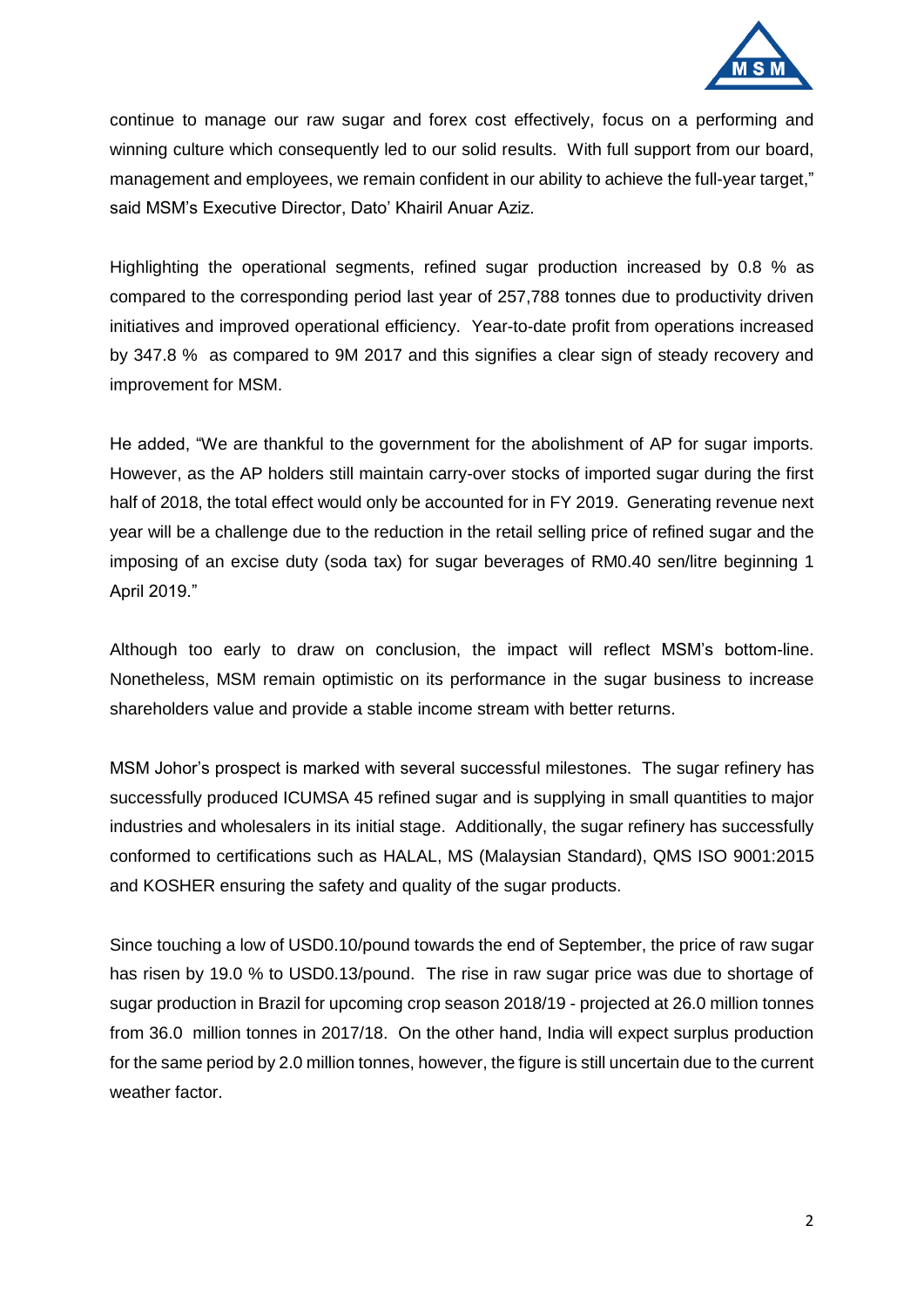continue to manage our raw sugar and forex cost effectively, focus on a performing and winning culture which consequently led to our solid results. With full support from our board, management and employees, we remain confident in our ability to achieve the full-year target," said MSM's Executive Director, Dato' Khairil Anuar Aziz.

Highlighting the operational segments, refined sugar production increased by 0.8 % as compared to the corresponding period last year of 257,788 tonnes due to productivity driven initiatives and improved operational efficiency. Year-to-date profit from operations increased by 347.8 % as compared to 9M 2017 and this signifies a clear sign of steady recovery and improvement for MSM.

He added, "We are thankful to the government for the abolishment of AP for sugar imports. However, as the AP holders still maintain carry-over stocks of imported sugar during the first half of 2018, the total effect would only be accounted for in FY 2019. Generating revenue next year will be a challenge due to the reduction in the retail selling price of refined sugar and the imposing of an excise duty (soda tax) for sugar beverages of RM0.40 sen/litre beginning 1 April 2019."

Although too early to draw on conclusion, the impact will reflect MSM's bottom-line. Nonetheless, MSM remain optimistic on its performance in the sugar business to increase shareholders value and provide a stable income stream with better returns.

MSM Johor's prospect is marked with several successful milestones. The sugar refinery has successfully produced ICUMSA 45 refined sugar and is supplying in small quantities to major industries and wholesalers in its initial stage. Additionally, the sugar refinery has successfully conformed to certifications such as HALAL, MS (Malaysian Standard), QMS ISO 9001:2015 and KOSHER ensuring the safety and quality of the sugar products.

Since touching a low of USD0.10/pound towards the end of September, the price of raw sugar has risen by 19.0 % to USD0.13/pound. The rise in raw sugar price was due to shortage of sugar production in Brazil for upcoming crop season 2018/19 - projected at 26.0 million tonnes from 36.0 million tonnes in 2017/18. On the other hand, India will expect surplus production for the same period by 2.0 million tonnes, however, the figure is still uncertain due to the current weather factor.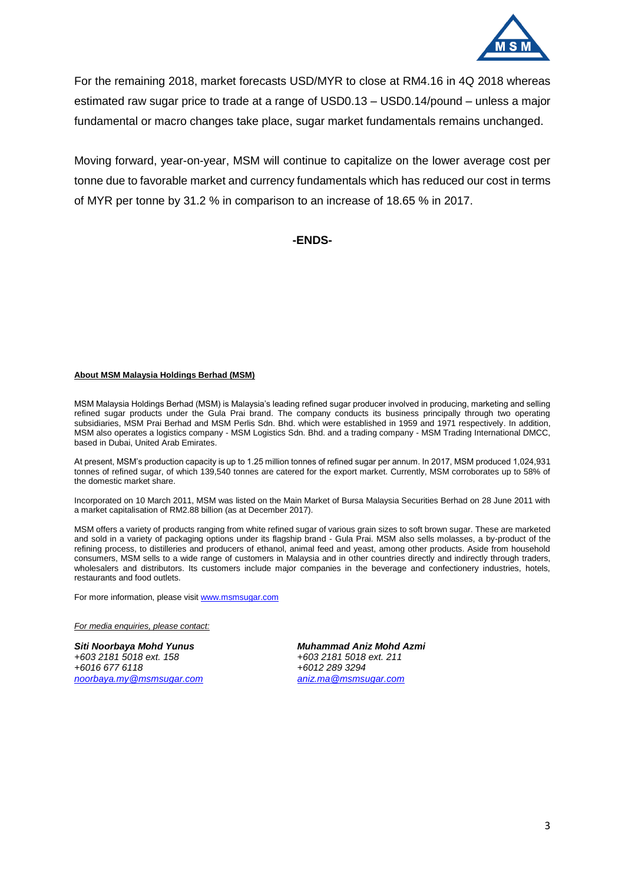For the remaining 2018, market forecasts USD/MYR to close at RM4.16 in 4Q 2018 whereas estimated raw sugar price to trade at a range of USD0.13 – USD0.14/pound – unless a major fundamental or macro changes take place, sugar market fundamentals remains unchanged.

Moving forward, year-on-year, MSM will continue to capitalize on the lower average cost per tonne due to favorable market and currency fundamentals which has reduced our cost in terms of MYR per tonne by 31.2 % in comparison to an increase of 18.65 % in 2017.

**-ENDS-**

**About MSM Malaysia Holdings Berhad (MSM)**

MSM Malaysia Holdings Berhad (MSM) is Malaysia's leading refined sugar producer involved in producing, marketing and selling refined sugar products under the Gula Prai brand. The company conducts its business principally through two operating subsidiaries, MSM Prai Berhad and MSM Perlis Sdn. Bhd. which were established in 1959 and 1971 respectively. In addition, MSM also operates a logistics company - MSM Logistics Sdn. Bhd. and a trading company - MSM Trading International DMCC, based in Dubai, United Arab Emirates.

At present, MSM's production capacity is up to 1.25 million tonnes of refined sugar per annum. In 2017, MSM produced 1,024,931 tonnes of refined sugar, of which 139,540 tonnes are catered for the export market. Currently, MSM corroborates up to 58% of the domestic market share.

Incorporated on 10 March 2011, MSM was listed on the Main Market of Bursa Malaysia Securities Berhad on 28 June 2011 with a market capitalisation of RM2.88 billion (as at December 2017).

MSM offers a variety of products ranging from white refined sugar of various grain sizes to soft brown sugar. These are marketed and sold in a variety of packaging options under its flagship brand - Gula Prai. MSM also sells molasses, a by-product of the refining process, to distilleries and producers of ethanol, animal feed and yeast, among other products. Aside from household consumers, MSM sells to a wide range of customers in Malaysia and in other countries directly and indirectly through traders, wholesalers and distributors. Its customers include major companies in the beverage and confectionery industries, hotels, restaurants and food outlets.

For more information, please visit www.msmsugar.com

*For media enquiries, please contact:*

***Siti Noorbaya Mohd Yunus***
*+603 2181 5018 ext. 158*
*+6016 677 6118*
*noorbaya.my@msmsugar.com*

***Muhammad Aniz Mohd Azmi***
*+603 2181 5018 ext. 211*
*+6012 289 3294*
*aniz.ma@msmsugar.com*